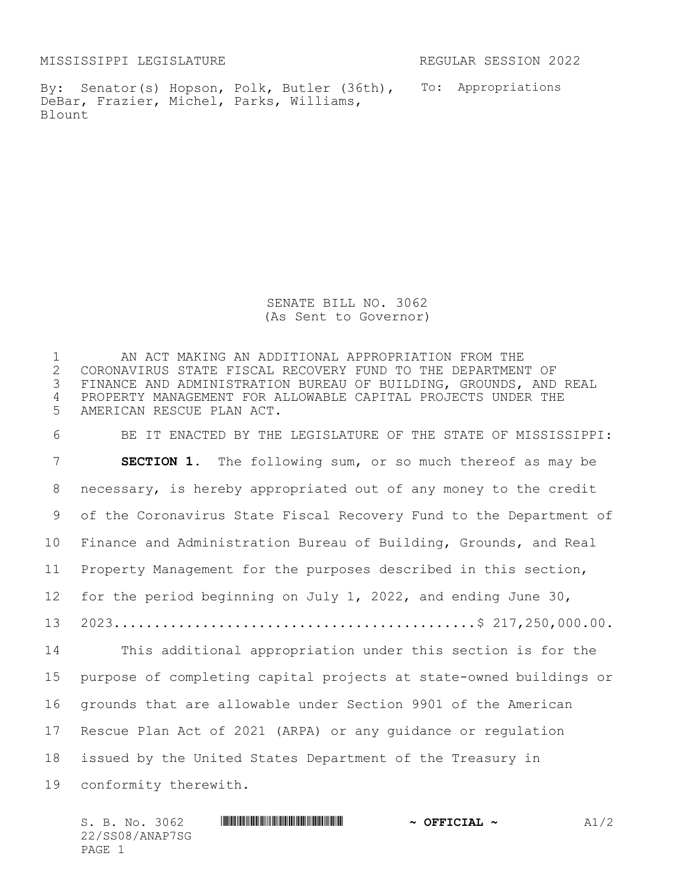MISSISSIPPI LEGISLATURE REGULAR SESSION 2022

By: Senator(s) Hopson, Polk, Butler (36th), DeBar, Frazier, Michel, Parks, Williams, Blount

To: Appropriations

# SENATE BILL NO. 3062
(As Sent to Governor)

AN ACT MAKING AN ADDITIONAL APPROPRIATION FROM THE CORONAVIRUS STATE FISCAL RECOVERY FUND TO THE DEPARTMENT OF FINANCE AND ADMINISTRATION BUREAU OF BUILDING, GROUNDS, AND REAL PROPERTY MANAGEMENT FOR ALLOWABLE CAPITAL PROJECTS UNDER THE AMERICAN RESCUE PLAN ACT.

BE IT ENACTED BY THE LEGISLATURE OF THE STATE OF MISSISSIPPI:

**SECTION 1.** The following sum, or so much thereof as may be necessary, is hereby appropriated out of any money to the credit of the Coronavirus State Fiscal Recovery Fund to the Department of Finance and Administration Bureau of Building, Grounds, and Real Property Management for the purposes described in this section, for the period beginning on July 1, 2022, and ending June 30, 2023.........................................$ 217,250,000.00.

This additional appropriation under this section is for the purpose of completing capital projects at state-owned buildings or grounds that are allowable under Section 9901 of the American Rescue Plan Act of 2021 (ARPA) or any guidance or regulation issued by the United States Department of the Treasury in conformity therewith.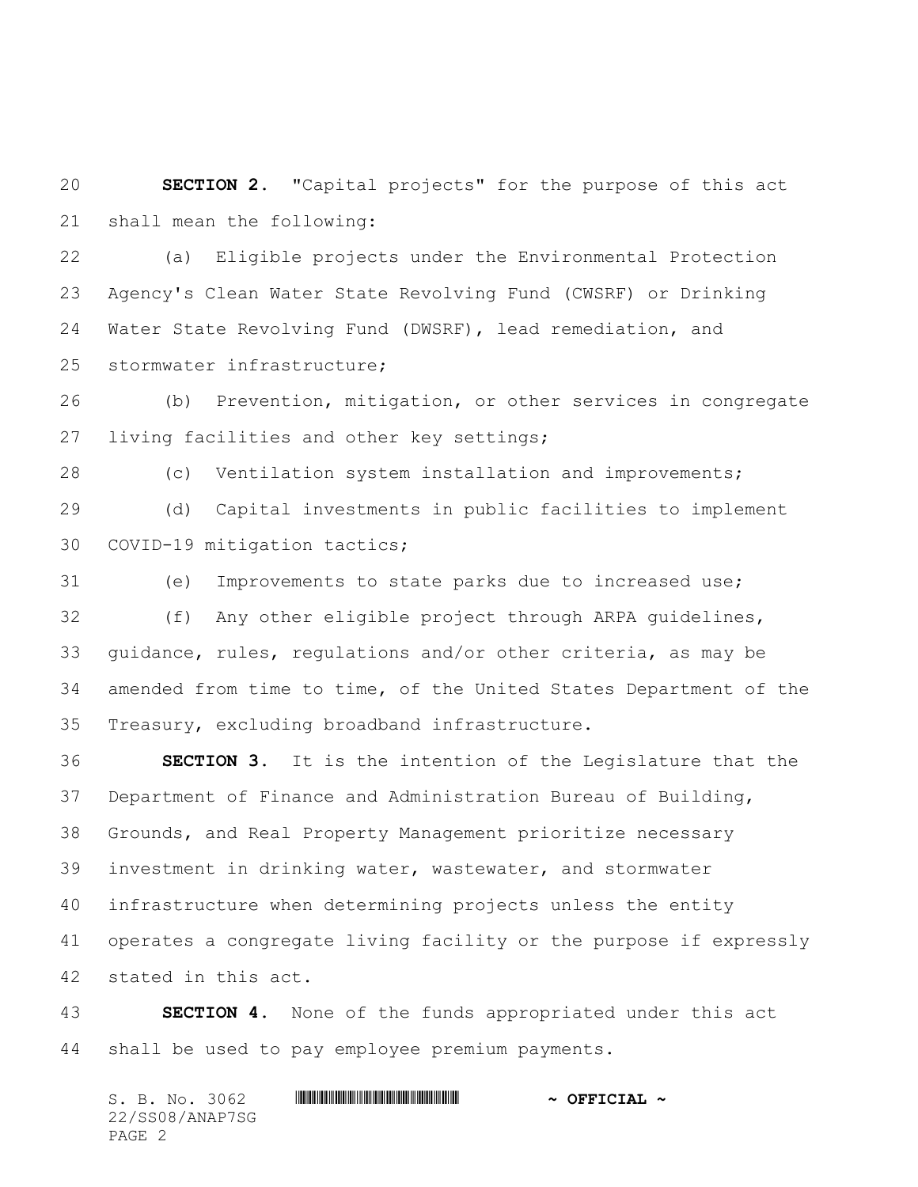**SECTION 2.** "Capital projects" for the purpose of this act shall mean the following:

(a) Eligible projects under the Environmental Protection Agency's Clean Water State Revolving Fund (CWSRF) or Drinking Water State Revolving Fund (DWSRF), lead remediation, and stormwater infrastructure;

(b) Prevention, mitigation, or other services in congregate living facilities and other key settings;

(c) Ventilation system installation and improvements;

(d) Capital investments in public facilities to implement COVID-19 mitigation tactics;

(e) Improvements to state parks due to increased use;

(f) Any other eligible project through ARPA guidelines, guidance, rules, regulations and/or other criteria, as may be amended from time to time, of the United States Department of the Treasury, excluding broadband infrastructure.

**SECTION 3.** It is the intention of the Legislature that the Department of Finance and Administration Bureau of Building, Grounds, and Real Property Management prioritize necessary investment in drinking water, wastewater, and stormwater infrastructure when determining projects unless the entity operates a congregate living facility or the purpose if expressly stated in this act.

**SECTION 4.** None of the funds appropriated under this act shall be used to pay employee premium payments.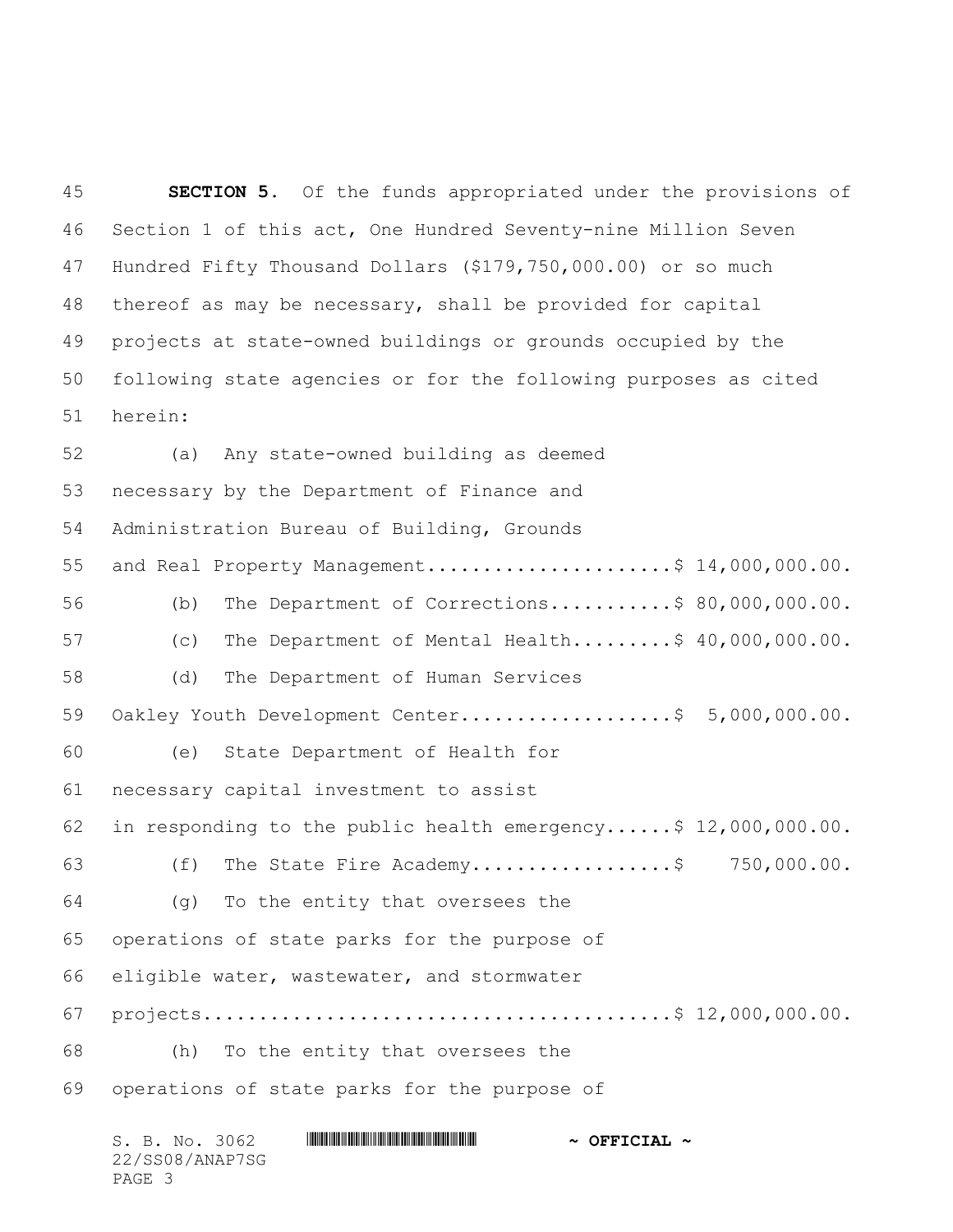**SECTION 5.** Of the funds appropriated under the provisions of Section 1 of this act, One Hundred Seventy-nine Million Seven Hundred Fifty Thousand Dollars ($179,750,000.00) or so much thereof as may be necessary, shall be provided for capital projects at state-owned buildings or grounds occupied by the following state agencies or for the following purposes as cited herein:

(a) Any state-owned building as deemed necessary by the Department of Finance and Administration Bureau of Building, Grounds and Real Property Management......................$ 14,000,000.00.

(b) The Department of Corrections...........$ 80,000,000.00.

(c) The Department of Mental Health.........$ 40,000,000.00.

(d) The Department of Human Services Oakley Youth Development Center...................$ 5,000,000.00.

(e) State Department of Health for necessary capital investment to assist in responding to the public health emergency......$ 12,000,000.00.

(f) The State Fire Academy..................$ 750,000.00.

(g) To the entity that oversees the operations of state parks for the purpose of eligible water, wastewater, and stormwater projects.........................................$ 12,000,000.00.

(h) To the entity that oversees the operations of state parks for the purpose of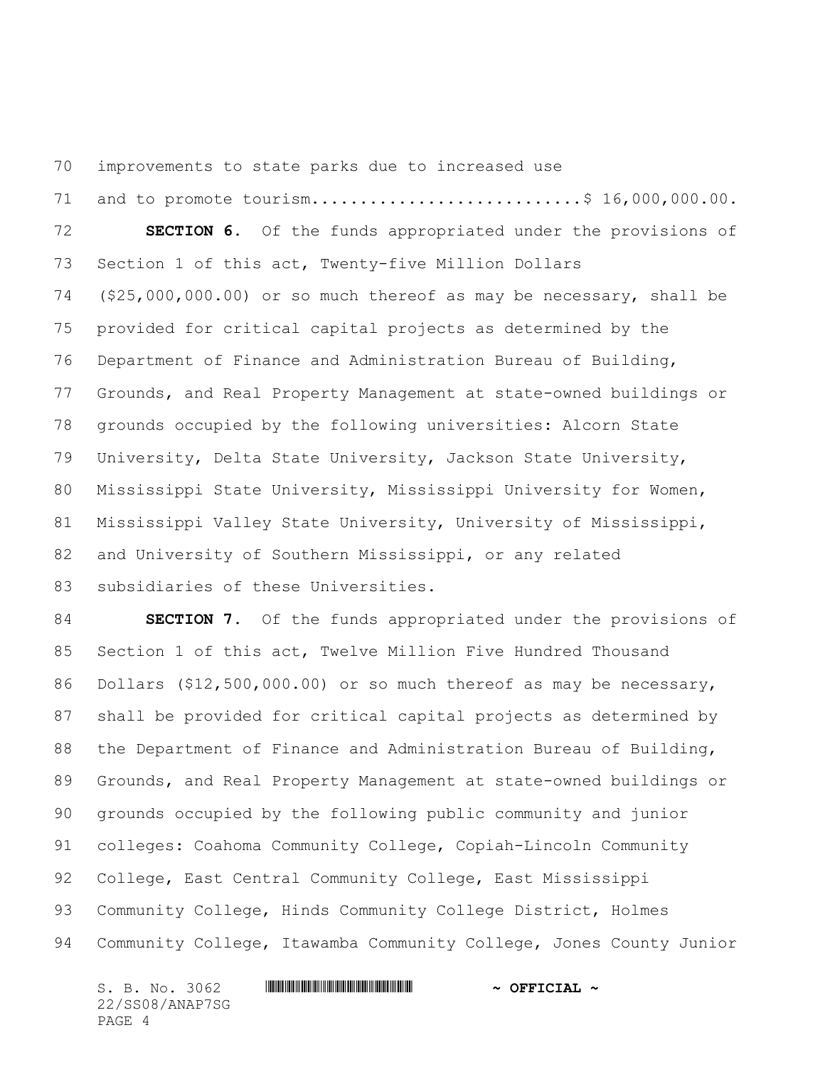improvements to state parks due to increased use
and to promote tourism...........................$ 16,000,000.00.

**SECTION 6.** Of the funds appropriated under the provisions of Section 1 of this act, Twenty-five Million Dollars ($25,000,000.00) or so much thereof as may be necessary, shall be provided for critical capital projects as determined by the Department of Finance and Administration Bureau of Building, Grounds, and Real Property Management at state-owned buildings or grounds occupied by the following universities: Alcorn State University, Delta State University, Jackson State University, Mississippi State University, Mississippi University for Women, Mississippi Valley State University, University of Mississippi, and University of Southern Mississippi, or any related subsidiaries of these Universities.

**SECTION 7.** Of the funds appropriated under the provisions of Section 1 of this act, Twelve Million Five Hundred Thousand Dollars ($12,500,000.00) or so much thereof as may be necessary, shall be provided for critical capital projects as determined by the Department of Finance and Administration Bureau of Building, Grounds, and Real Property Management at state-owned buildings or grounds occupied by the following public community and junior colleges: Coahoma Community College, Copiah-Lincoln Community College, East Central Community College, East Mississippi Community College, Hinds Community College District, Holmes Community College, Itawamba Community College, Jones County Junior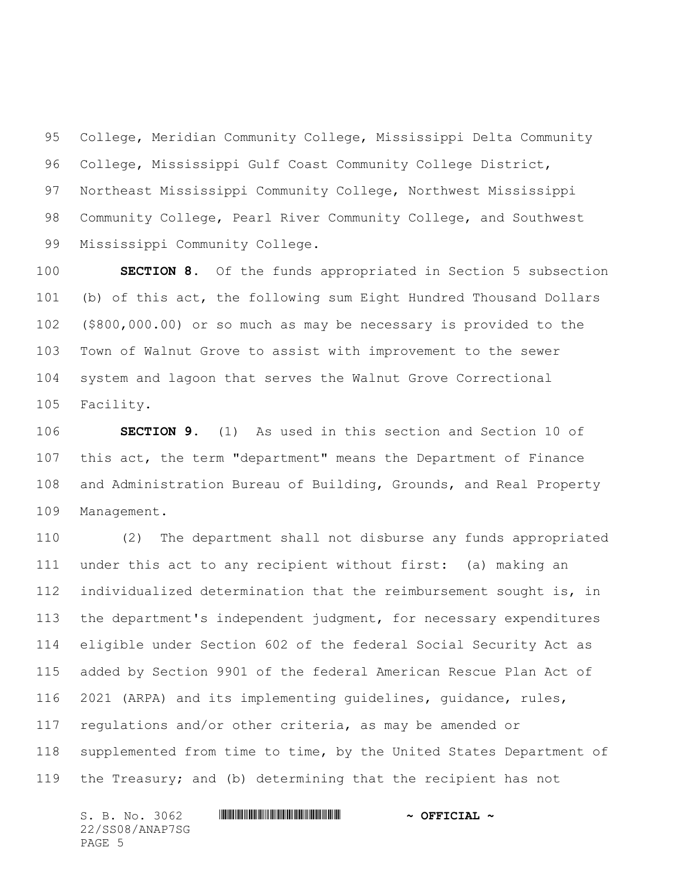College, Meridian Community College, Mississippi Delta Community College, Mississippi Gulf Coast Community College District, Northeast Mississippi Community College, Northwest Mississippi Community College, Pearl River Community College, and Southwest Mississippi Community College.

**SECTION 8.** Of the funds appropriated in Section 5 subsection (b) of this act, the following sum Eight Hundred Thousand Dollars ($800,000.00) or so much as may be necessary is provided to the Town of Walnut Grove to assist with improvement to the sewer system and lagoon that serves the Walnut Grove Correctional Facility.

**SECTION 9.** (1) As used in this section and Section 10 of this act, the term "department" means the Department of Finance and Administration Bureau of Building, Grounds, and Real Property Management.

(2) The department shall not disburse any funds appropriated under this act to any recipient without first: (a) making an individualized determination that the reimbursement sought is, in the department's independent judgment, for necessary expenditures eligible under Section 602 of the federal Social Security Act as added by Section 9901 of the federal American Rescue Plan Act of 2021 (ARPA) and its implementing guidelines, guidance, rules, regulations and/or other criteria, as may be amended or supplemented from time to time, by the United States Department of the Treasury; and (b) determining that the recipient has not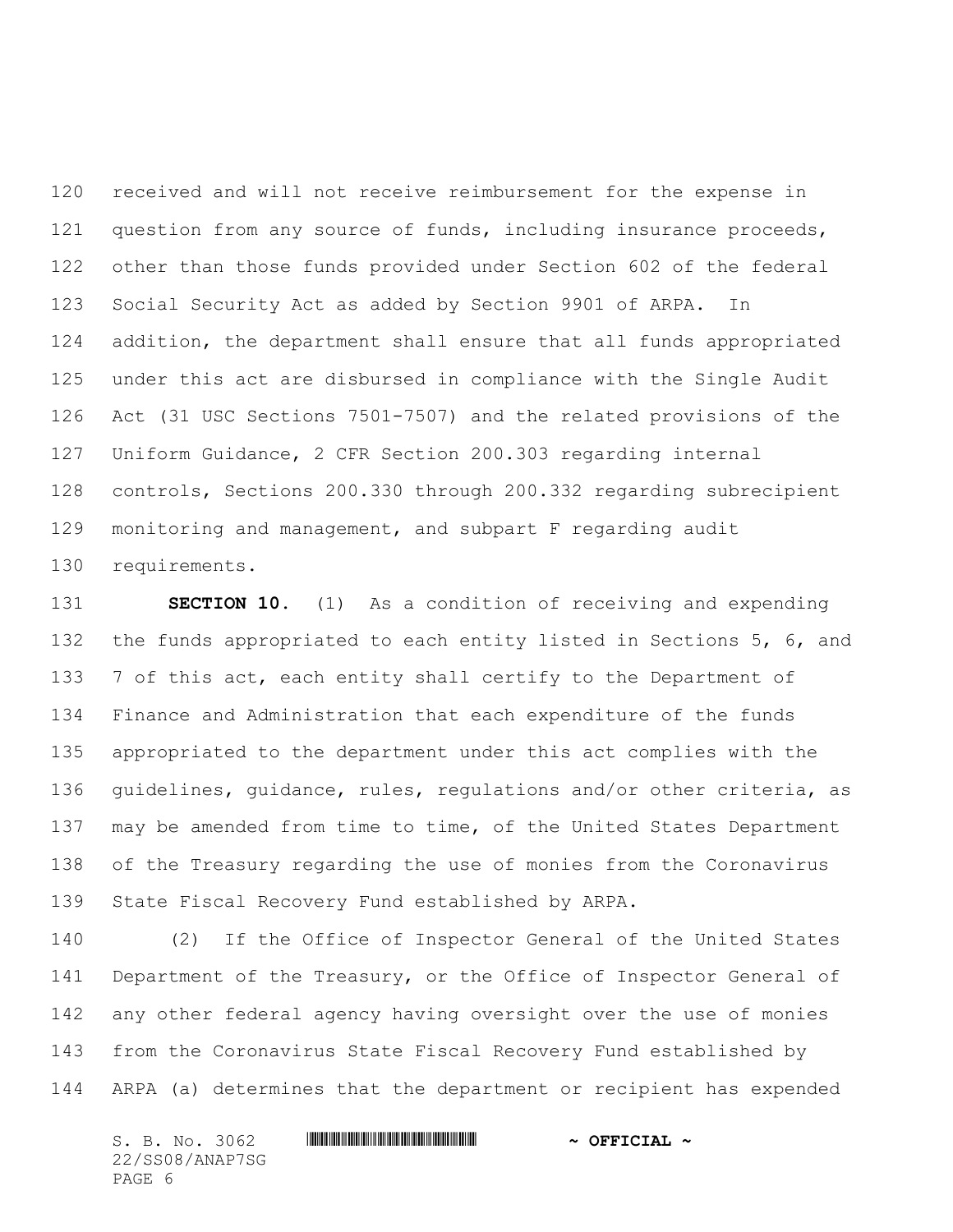received and will not receive reimbursement for the expense in question from any source of funds, including insurance proceeds, other than those funds provided under Section 602 of the federal Social Security Act as added by Section 9901 of ARPA. In addition, the department shall ensure that all funds appropriated under this act are disbursed in compliance with the Single Audit Act (31 USC Sections 7501-7507) and the related provisions of the Uniform Guidance, 2 CFR Section 200.303 regarding internal controls, Sections 200.330 through 200.332 regarding subrecipient monitoring and management, and subpart F regarding audit requirements.

**SECTION 10.** (1) As a condition of receiving and expending the funds appropriated to each entity listed in Sections 5, 6, and 7 of this act, each entity shall certify to the Department of Finance and Administration that each expenditure of the funds appropriated to the department under this act complies with the guidelines, guidance, rules, regulations and/or other criteria, as may be amended from time to time, of the United States Department of the Treasury regarding the use of monies from the Coronavirus State Fiscal Recovery Fund established by ARPA.

(2) If the Office of Inspector General of the United States Department of the Treasury, or the Office of Inspector General of any other federal agency having oversight over the use of monies from the Coronavirus State Fiscal Recovery Fund established by ARPA (a) determines that the department or recipient has expended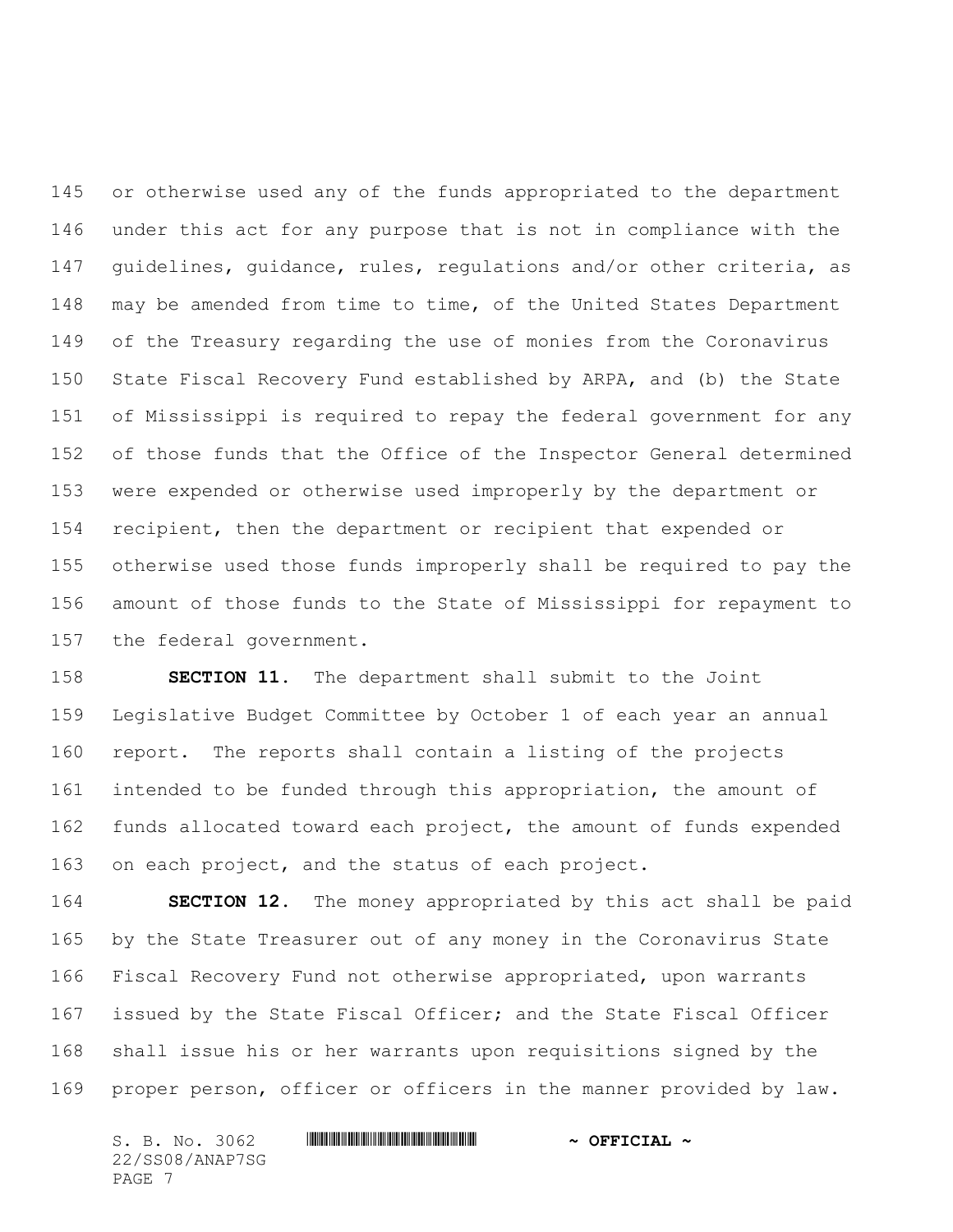or otherwise used any of the funds appropriated to the department under this act for any purpose that is not in compliance with the guidelines, guidance, rules, regulations and/or other criteria, as may be amended from time to time, of the United States Department of the Treasury regarding the use of monies from the Coronavirus State Fiscal Recovery Fund established by ARPA, and (b) the State of Mississippi is required to repay the federal government for any of those funds that the Office of the Inspector General determined were expended or otherwise used improperly by the department or recipient, then the department or recipient that expended or otherwise used those funds improperly shall be required to pay the amount of those funds to the State of Mississippi for repayment to the federal government.

**SECTION 11.** The department shall submit to the Joint Legislative Budget Committee by October 1 of each year an annual report. The reports shall contain a listing of the projects intended to be funded through this appropriation, the amount of funds allocated toward each project, the amount of funds expended on each project, and the status of each project.

**SECTION 12.** The money appropriated by this act shall be paid by the State Treasurer out of any money in the Coronavirus State Fiscal Recovery Fund not otherwise appropriated, upon warrants issued by the State Fiscal Officer; and the State Fiscal Officer shall issue his or her warrants upon requisitions signed by the proper person, officer or officers in the manner provided by law.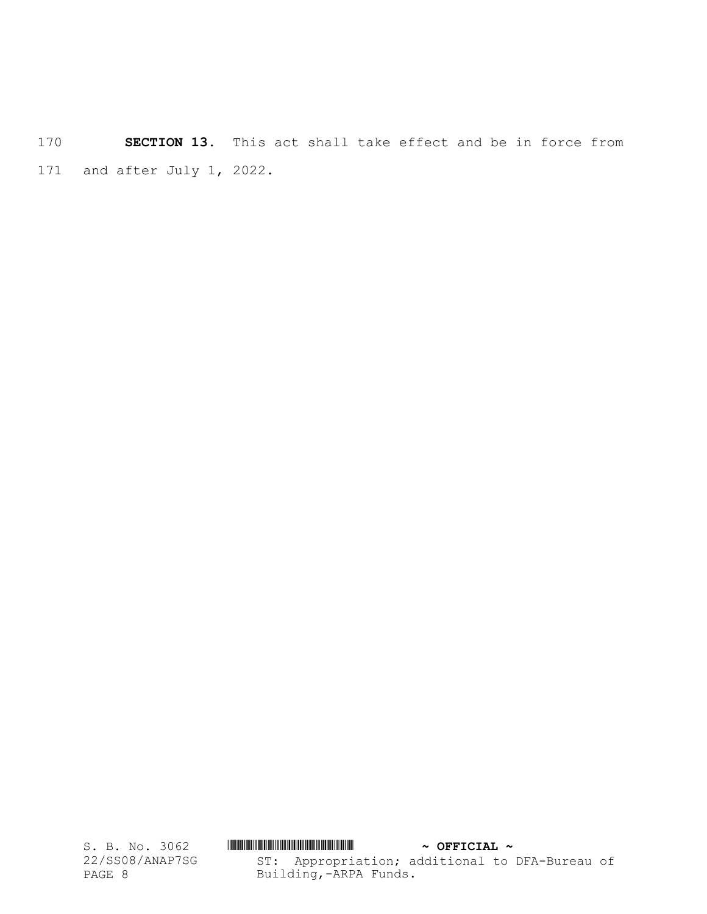**SECTION 13.** This act shall take effect and be in force from and after July 1, 2022.